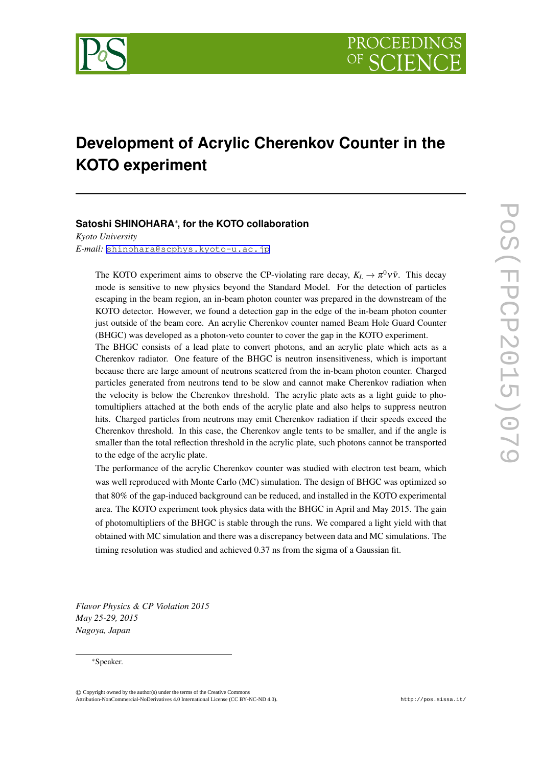# Development of Acrylic Cherenkov Counter in the KOTO experiment

**Satoshi SHINOHARA***, **for the KOTO collaboration**

*Kyoto University*

*E-mail:* shinohara@scphys.kyoto-u.ac.jp

The KOTO experiment aims to observe the CP-violating rare decay, $K_L \to \pi^0 \nu \bar{\nu}$. This decay mode is sensitive to new physics beyond the Standard Model. For the detection of particles escaping in the beam region, an in-beam photon counter was prepared in the downstream of the KOTO detector. However, we found a detection gap in the edge of the in-beam photon counter just outside of the beam core. An acrylic Cherenkov counter named Beam Hole Guard Counter (BHGC) was developed as a photon-veto counter to cover the gap in the KOTO experiment.

The BHGC consists of a lead plate to convert photons, and an acrylic plate which acts as a Cherenkov radiator. One feature of the BHGC is neutron insensitiveness, which is important because there are large amount of neutrons scattered from the in-beam photon counter. Charged particles generated from neutrons tend to be slow and cannot make Cherenkov radiation when the velocity is below the Cherenkov threshold. The acrylic plate acts as a light guide to photomultipliers attached at the both ends of the acrylic plate and also helps to suppress neutron hits. Charged particles from neutrons may emit Cherenkov radiation if their speeds exceed the Cherenkov threshold. In this case, the Cherenkov angle tents to be smaller, and if the angle is smaller than the total reflection threshold in the acrylic plate, such photons cannot be transported to the edge of the acrylic plate.

The performance of the acrylic Cherenkov counter was studied with electron test beam, which was well reproduced with Monte Carlo (MC) simulation. The design of BHGC was optimized so that 80% of the gap-induced background can be reduced, and installed in the KOTO experimental area. The KOTO experiment took physics data with the BHGC in April and May 2015. The gain of photomultipliers of the BHGC is stable through the runs. We compared a light yield with that obtained with MC simulation and there was a discrepancy between data and MC simulations. The timing resolution was studied and achieved 0.37 ns from the sigma of a Gaussian fit.

*Flavor Physics & CP Violation 2015*
*May 25-29, 2015*
*Nagoya, Japan*

*Speaker.

© Copyright owned by the author(s) under the terms of the Creative Commons Attribution-NonCommercial-NoDerivatives 4.0 International License (CC BY-NC-ND 4.0).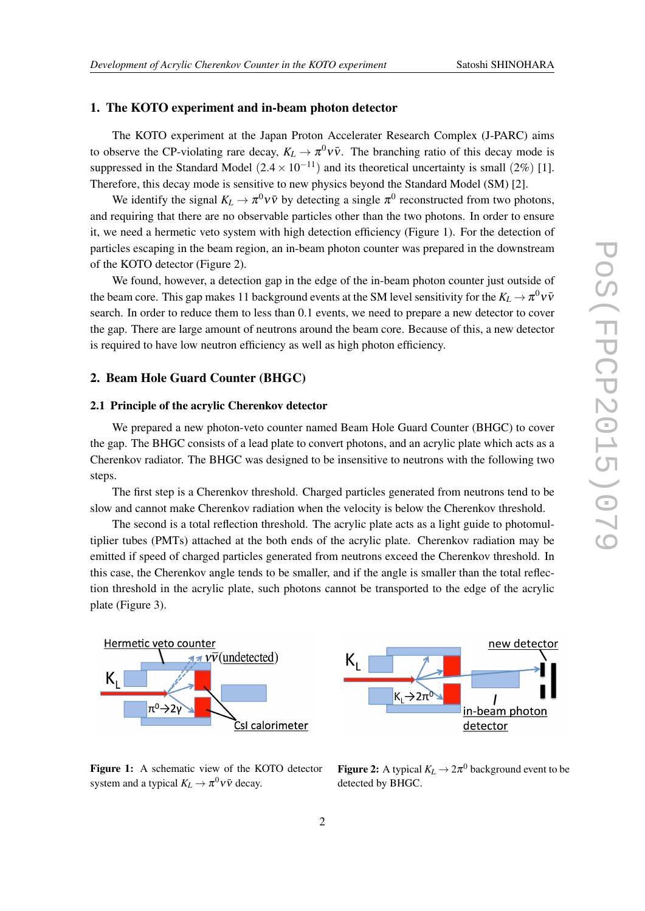## 1. The KOTO experiment and in-beam photon detector

The KOTO experiment at the Japan Proton Accelerater Research Complex (J-PARC) aims to observe the CP-violating rare decay, $K_L \to \pi^0 \nu \bar{\nu}$. The branching ratio of this decay mode is suppressed in the Standard Model $(2.4 \times 10^{-11})$ and its theoretical uncertainty is small (2%) [1]. Therefore, this decay mode is sensitive to new physics beyond the Standard Model (SM) [2].

We identify the signal $K_L \to \pi^0 \nu \bar{\nu}$ by detecting a single $\pi^0$ reconstructed from two photons, and requiring that there are no observable particles other than the two photons. In order to ensure it, we need a hermetic veto system with high detection efficiency (Figure 1). For the detection of particles escaping in the beam region, an in-beam photon counter was prepared in the downstream of the KOTO detector (Figure 2).

We found, however, a detection gap in the edge of the in-beam photon counter just outside of the beam core. This gap makes 11 background events at the SM level sensitivity for the $K_L \to \pi^0 \nu \bar{\nu}$ search. In order to reduce them to less than 0.1 events, we need to prepare a new detector to cover the gap. There are large amount of neutrons around the beam core. Because of this, a new detector is required to have low neutron efficiency as well as high photon efficiency.

## 2. Beam Hole Guard Counter (BHGC)

### 2.1 Principle of the acrylic Cherenkov detector

We prepared a new photon-veto counter named Beam Hole Guard Counter (BHGC) to cover the gap. The BHGC consists of a lead plate to convert photons, and an acrylic plate which acts as a Cherenkov radiator. The BHGC was designed to be insensitive to neutrons with the following two steps.

The first step is a Cherenkov threshold. Charged particles generated from neutrons tend to be slow and cannot make Cherenkov radiation when the velocity is below the Cherenkov threshold.

The second is a total reflection threshold. The acrylic plate acts as a light guide to photomultiplier tubes (PMTs) attached at the both ends of the acrylic plate. Cherenkov radiation may be emitted if speed of charged particles generated from neutrons exceed the Cherenkov threshold. In this case, the Cherenkov angle tends to be smaller, and if the angle is smaller than the total reflection threshold in the acrylic plate, such photons cannot be transported to the edge of the acrylic plate (Figure 3).

**Figure 1:** A schematic view of the KOTO detector system and a typical $K_L \to \pi^0 \nu \bar{\nu}$ decay.

**Figure 2:** A typical $K_L \to 2\pi^0$ background event to be detected by BHGC.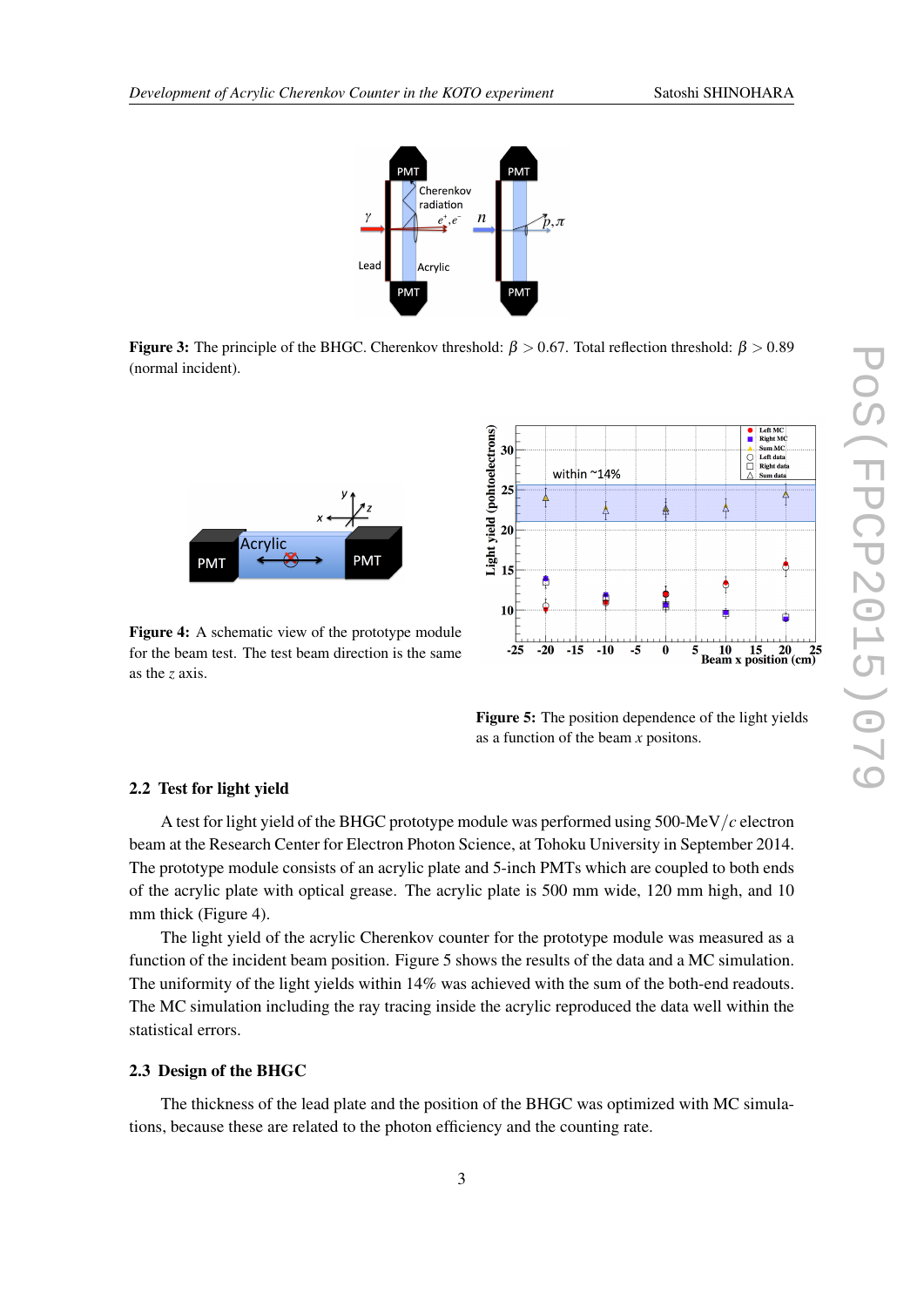**Figure 3:** The principle of the BHGC. Cherenkov threshold: $\beta > 0.67$. Total reflection threshold: $\beta > 0.89$ (normal incident).

**Figure 4:** A schematic view of the prototype module for the beam test. The test beam direction is the same as the $z$ axis.

**Figure 5:** The position dependence of the light yields as a function of the beam $x$ positons.

### 2.2 Test for light yield

A test for light yield of the BHGC prototype module was performed using 500-MeV/$c$ electron beam at the Research Center for Electron Photon Science, at Tohoku University in September 2014. The prototype module consists of an acrylic plate and 5-inch PMTs which are coupled to both ends of the acrylic plate with optical grease. The acrylic plate is 500 mm wide, 120 mm high, and 10 mm thick (Figure 4).

The light yield of the acrylic Cherenkov counter for the prototype module was measured as a function of the incident beam position. Figure 5 shows the results of the data and a MC simulation. The uniformity of the light yields within 14% was achieved with the sum of the both-end readouts. The MC simulation including the ray tracing inside the acrylic reproduced the data well within the statistical errors.

### 2.3 Design of the BHGC

The thickness of the lead plate and the position of the BHGC was optimized with MC simulations, because these are related to the photon efficiency and the counting rate.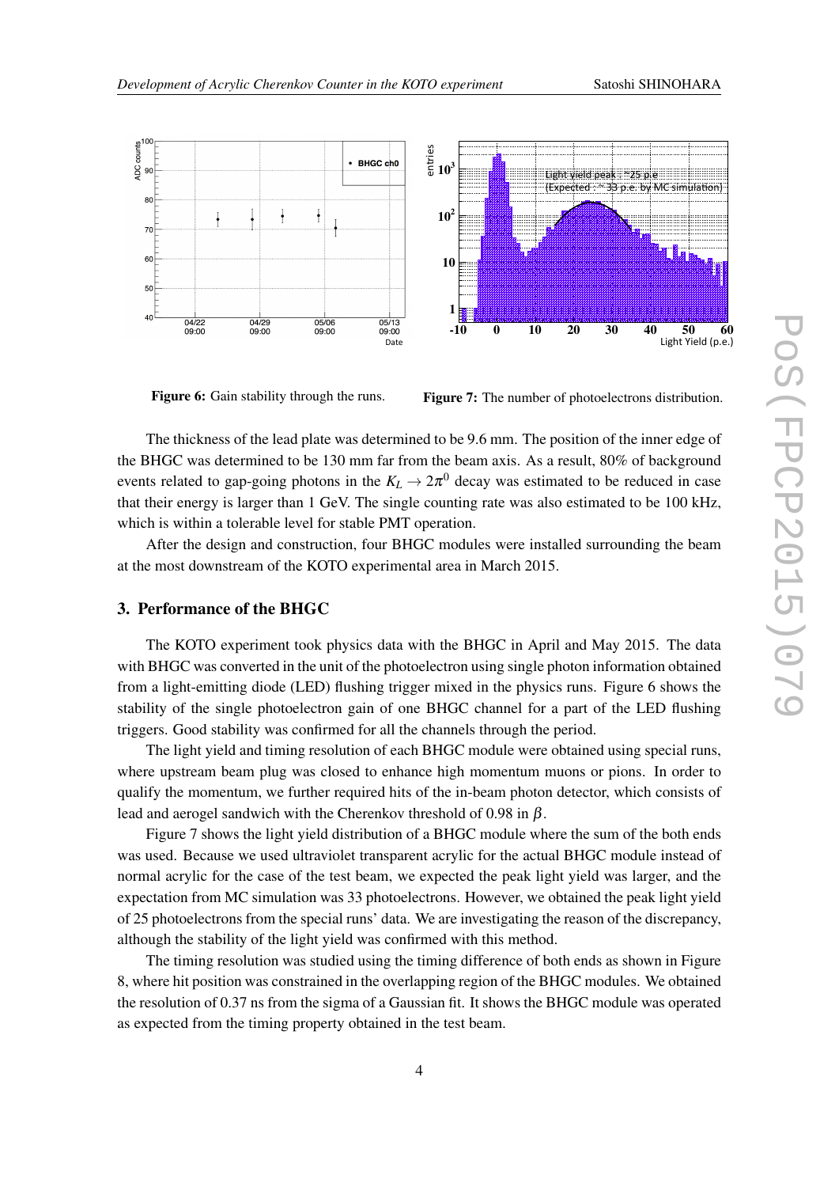Figure 6: Gain stability through the runs.

Figure 7: The number of photoelectrons distribution.

The thickness of the lead plate was determined to be 9.6 mm. The position of the inner edge of the BHGC was determined to be 130 mm far from the beam axis. As a result, 80% of background events related to gap-going photons in the $K_L \to 2\pi^0$ decay was estimated to be reduced in case that their energy is larger than 1 GeV. The single counting rate was also estimated to be 100 kHz, which is within a tolerable level for stable PMT operation.

After the design and construction, four BHGC modules were installed surrounding the beam at the most downstream of the KOTO experimental area in March 2015.

## 3. Performance of the BHGC

The KOTO experiment took physics data with the BHGC in April and May 2015. The data with BHGC was converted in the unit of the photoelectron using single photon information obtained from a light-emitting diode (LED) flushing trigger mixed in the physics runs. Figure 6 shows the stability of the single photoelectron gain of one BHGC channel for a part of the LED flushing triggers. Good stability was confirmed for all the channels through the period.

The light yield and timing resolution of each BHGC module were obtained using special runs, where upstream beam plug was closed to enhance high momentum muons or pions. In order to qualify the momentum, we further required hits of the in-beam photon detector, which consists of lead and aerogel sandwich with the Cherenkov threshold of 0.98 in $\beta$.

Figure 7 shows the light yield distribution of a BHGC module where the sum of the both ends was used. Because we used ultraviolet transparent acrylic for the actual BHGC module instead of normal acrylic for the case of the test beam, we expected the peak light yield was larger, and the expectation from MC simulation was 33 photoelectrons. However, we obtained the peak light yield of 25 photoelectrons from the special runs' data. We are investigating the reason of the discrepancy, although the stability of the light yield was confirmed with this method.

The timing resolution was studied using the timing difference of both ends as shown in Figure 8, where hit position was constrained in the overlapping region of the BHGC modules. We obtained the resolution of 0.37 ns from the sigma of a Gaussian fit. It shows the BHGC module was operated as expected from the timing property obtained in the test beam.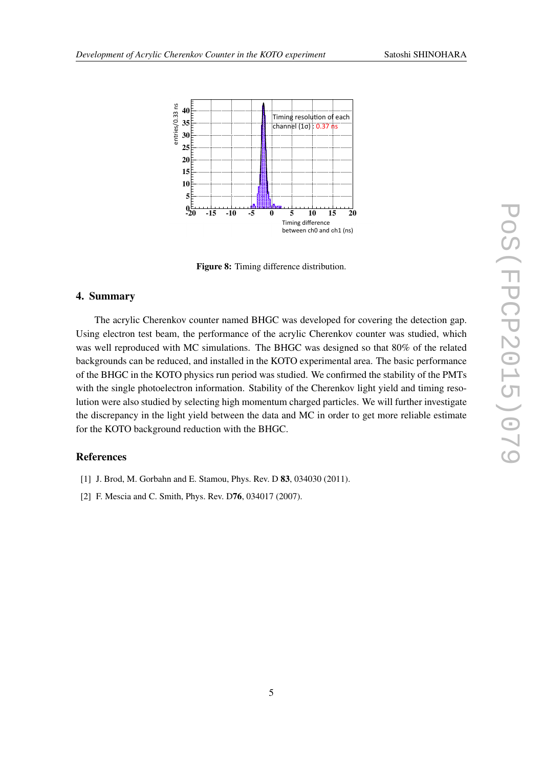entries/0.33 ns

40
35
30
25
20
15
10
5
0

-20 -15 -10 -5 0 5 10 15 20

Timing resolution of each channel (1σ) : 0.37 ns

Timing difference between ch0 and ch1 (ns)

**Figure 8:** Timing difference distribution.

## 4. Summary

The acrylic Cherenkov counter named BHGC was developed for covering the detection gap. Using electron test beam, the performance of the acrylic Cherenkov counter was studied, which was well reproduced with MC simulations. The BHGC was designed so that 80% of the related backgrounds can be reduced, and installed in the KOTO experimental area. The basic performance of the BHGC in the KOTO physics run period was studied. We confirmed the stability of the PMTs with the single photoelectron information. Stability of the Cherenkov light yield and timing resolution were also studied by selecting high momentum charged particles. We will further investigate the discrepancy in the light yield between the data and MC in order to get more reliable estimate for the KOTO background reduction with the BHGC.

## References

[1] J. Brod, M. Gorbahn and E. Stamou, Phys. Rev. D **83**, 034030 (2011).

[2] F. Mescia and C. Smith, Phys. Rev. D**76**, 034017 (2007).